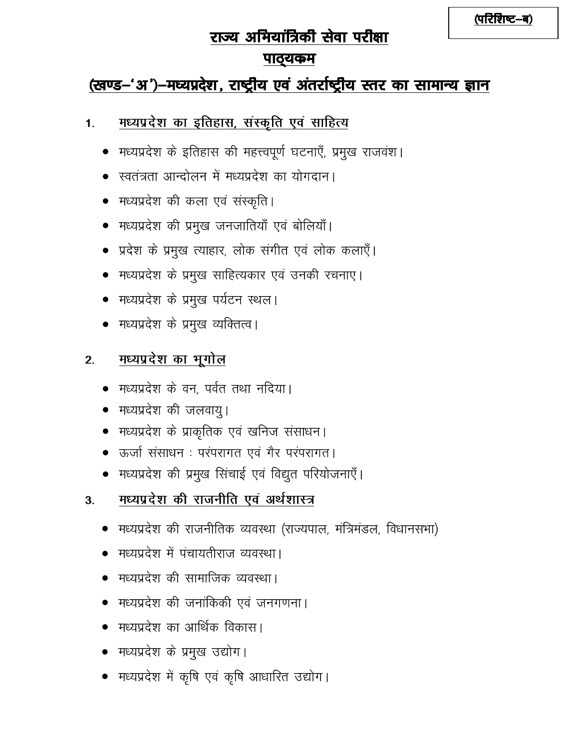(परिशिष्ट–ब)

# राज्य अभियांत्रिकी सेवा परीक्षा

## पाठ्यक्रम

## (खण्ड–'अ')–मध्यप्रदेश, राष्ट्रीय एवं अंतर्राष्ट्रीय स्तर का सामान्य ज्ञान

### 1. मध्यप्रदेश का इतिहास, संस्कृति एवं साहित्य

- मध्यप्रदेश के इतिहास की महत्त्वपूर्ण घटनाएँ, प्रमुख राजवंश।
- स्वतंत्रता आन्दोलन में मध्यप्रदेश का योगदान।
- मध्यप्रदेश की कला एवं संस्कृति।
- मध्यप्रदेश की प्रमुख जनजातियाँ एवं बोलियाँ।
- प्रदेश के प्रमुख त्याहार, लोक संगीत एवं लोक कलाएँ।
- मध्यप्रदेश के प्रमुख साहित्यकार एवं उनकी रचनाए।
- मध्यप्रदेश के प्रमुख पर्यटन स्थल।
- मध्यप्रदेश के प्रमुख व्यक्तित्व।

### 2. मध्यप्रदेश का भूगोल

- मध्यप्रदेश के वन, पर्वत तथा नदिया।
- मध्यप्रदेश की जलवायु।
- मध्यप्रदेश के प्राकृतिक एवं खनिज संसाधन।
- ऊर्जा संसाधन : परंपरागत एवं गैर परंपरागत।
- मध्यप्रदेश की प्रमुख सिंचाई एवं विद्युत परियोजनाएँ।

### 3. मध्यप्रदेश की राजनीति एवं अर्थशास्त्र

- मध्यप्रदेश की राजनीतिक व्यवस्था (राज्यपाल, मंत्रिमंडल, विधानसभा)
- मध्यप्रदेश में पंचायतीराज व्यवस्था।
- मध्यप्रदेश की सामाजिक व्यवस्था।
- मध्यप्रदेश की जनांकिकी एवं जनगणना।
- मध्यप्रदेश का आर्थिक विकास।
- मध्यप्रदेश के प्रमुख उद्योग।
- मध्यप्रदेश में कृषि एवं कृषि आधारित उद्योग।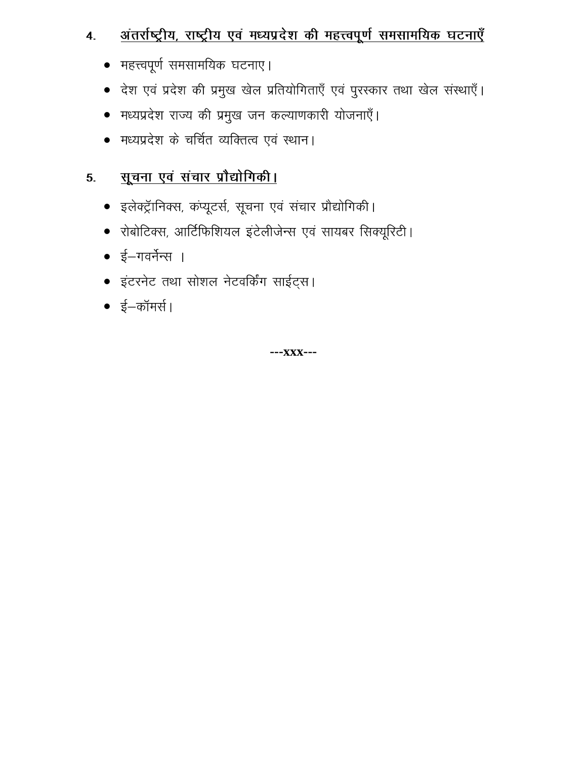## 4. अंतर्राष्ट्रीय, राष्ट्रीय एवं मध्यप्रदेश की महत्त्वपूर्ण समसामयिक घटनाएँ

- महत्त्वपूर्ण समसामयिक घटनाए।
- देश एवं प्रदेश की प्रमुख खेल प्रतियोगिताएँ एवं पुरस्कार तथा खेल संस्थाएँ।
- मध्यप्रदेश राज्य की प्रमुख जन कल्याणकारी योजनाएँ।
- मध्यप्रदेश के चर्चित व्यक्तित्व एवं स्थान।

## 5. सूचना एवं संचार प्रौद्योगिकी।

- इलेक्ट्रॉनिक्स, कंप्यूटर्स, सूचना एवं संचार प्रौद्योगिकी।
- रोबोटिक्स, आर्टिफिशियल इंटेलीजेन्स एवं सायबर सिक्यूरिटी।
- ई–गवर्नेन्स ।
- इंटरनेट तथा सोशल नेटवर्किंग साईट्स।
- ई–कॉमर्स।

---xxx---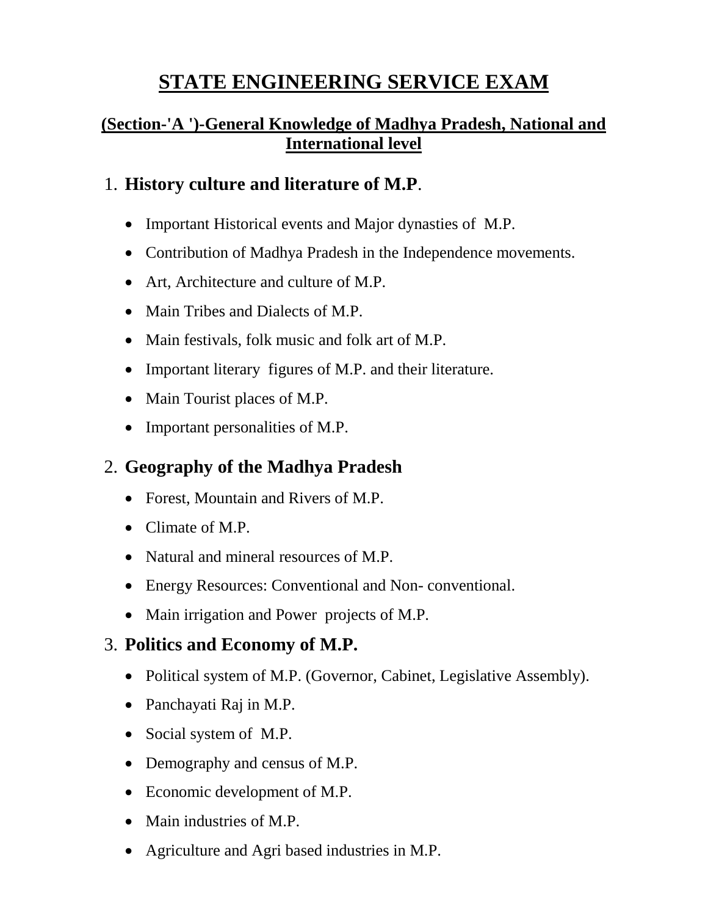# STATE ENGINEERING SERVICE EXAM

## (Section-'A ')-General Knowledge of Madhya Pradesh, National and International level

### 1. History culture and literature of M.P.

- Important Historical events and Major dynasties of M.P.
- Contribution of Madhya Pradesh in the Independence movements.
- Art, Architecture and culture of M.P.
- Main Tribes and Dialects of M.P.
- Main festivals, folk music and folk art of M.P.
- Important literary figures of M.P. and their literature.
- Main Tourist places of M.P.
- Important personalities of M.P.

### 2. Geography of the Madhya Pradesh

- Forest, Mountain and Rivers of M.P.
- Climate of M.P.
- Natural and mineral resources of M.P.
- Energy Resources: Conventional and Non- conventional.
- Main irrigation and Power projects of M.P.

### 3. Politics and Economy of M.P.

- Political system of M.P. (Governor, Cabinet, Legislative Assembly).
- Panchayati Raj in M.P.
- Social system of M.P.
- Demography and census of M.P.
- Economic development of M.P.
- Main industries of M.P.
- Agriculture and Agri based industries in M.P.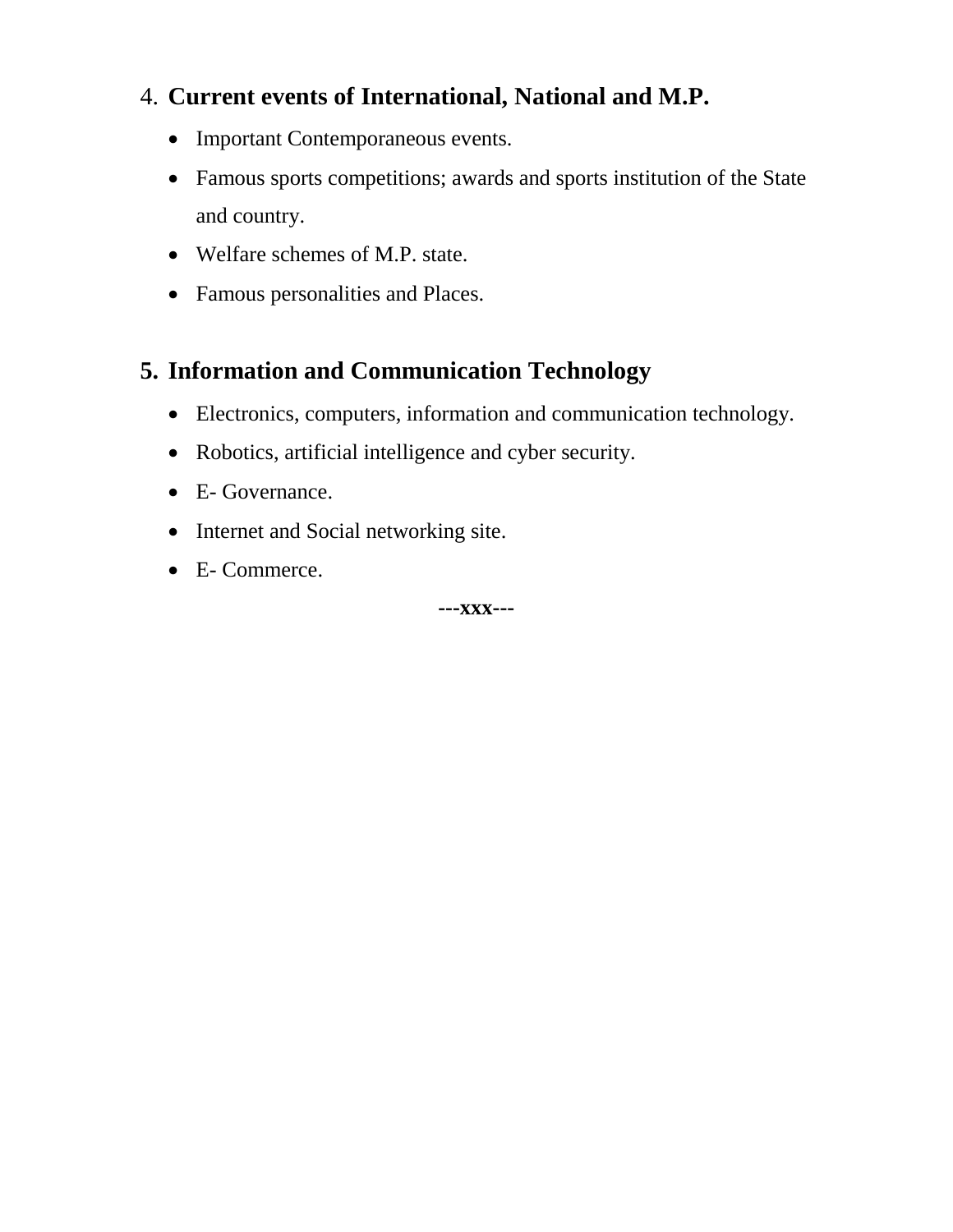4. **Current events of International, National and M.P.**

- Important Contemporaneous events.
- Famous sports competitions; awards and sports institution of the State and country.
- Welfare schemes of M.P. state.
- Famous personalities and Places.

5. **Information and Communication Technology**

- Electronics, computers, information and communication technology.
- Robotics, artificial intelligence and cyber security.
- E- Governance.
- Internet and Social networking site.
- E- Commerce.

**---xxx---**